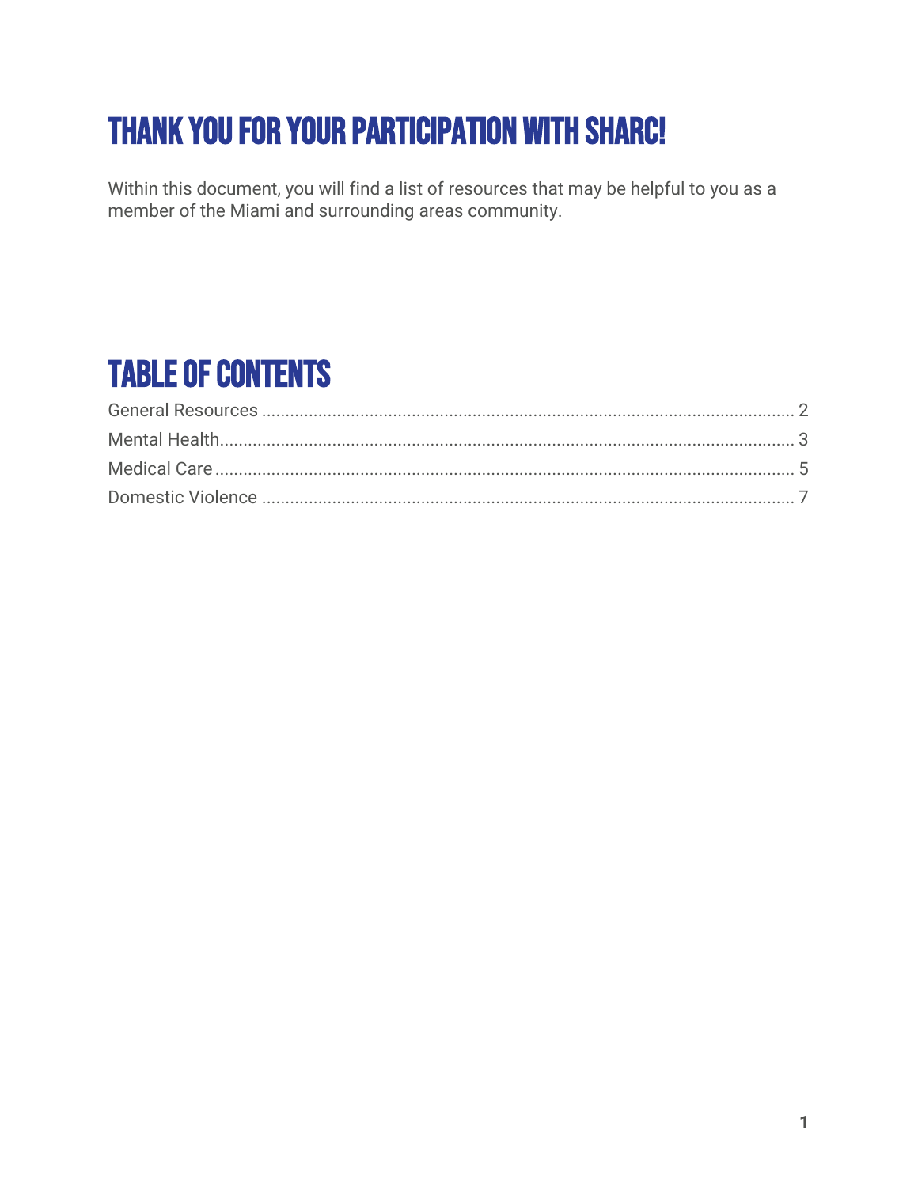# THANK YOU FOR YOUR PARTICIPATION WITH SHARC!

Within this document, you will find a list of resources that may be helpful to you as a member of the Miami and surrounding areas community.

## TABLE OF CONTENTS

General Resources ........................................................................................................ 2
Mental Health................................................................................................................ 3
Medical Care ................................................................................................................. 5
Domestic Violence ........................................................................................................ 7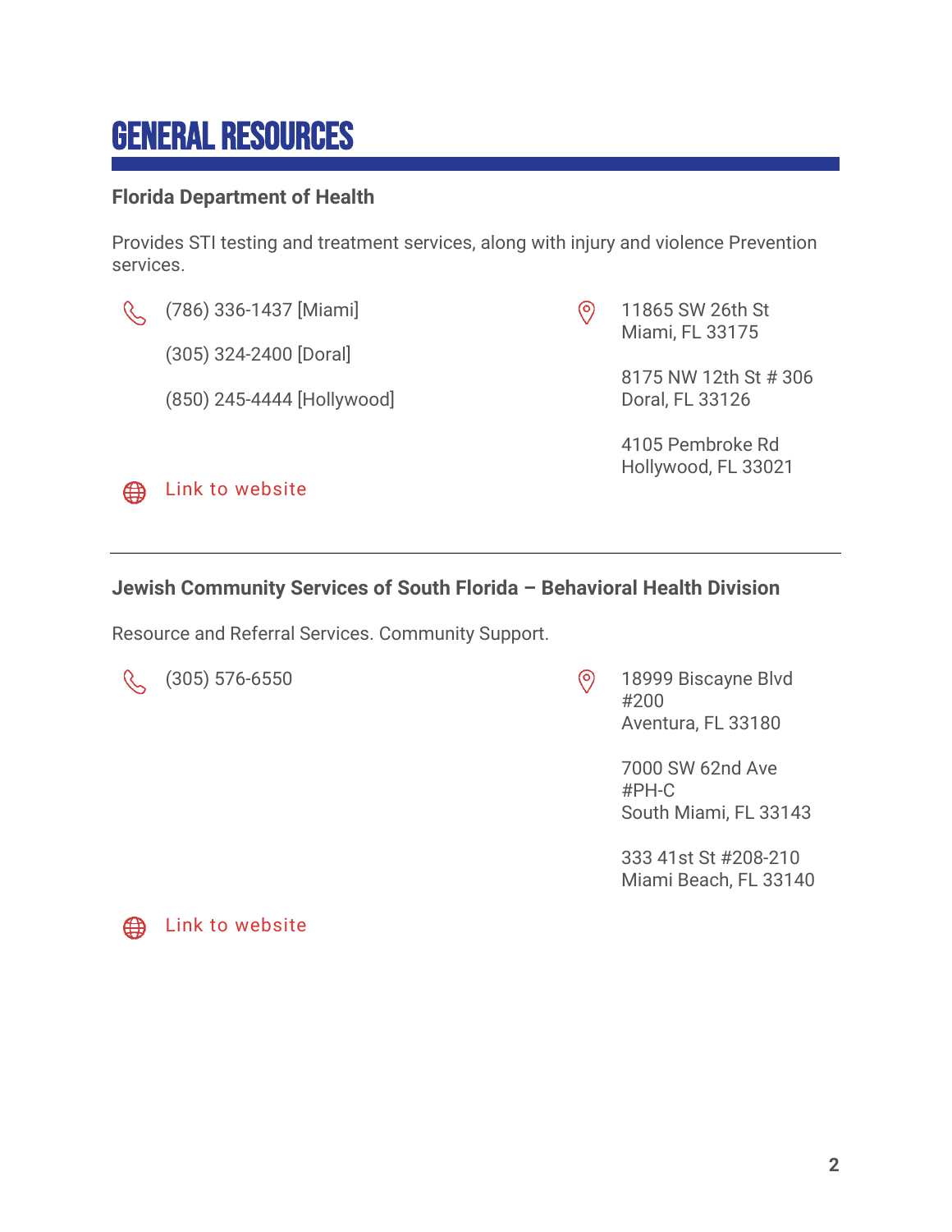# GENERAL RESOURCES

### Florida Department of Health

Provides STI testing and treatment services, along with injury and violence Prevention services.

(786) 336-1437 [Miami]

(305) 324-2400 [Doral]

(850) 245-4444 [Hollywood]

11865 SW 26th St
Miami, FL 33175

8175 NW 12th St # 306
Doral, FL 33126

4105 Pembroke Rd
Hollywood, FL 33021

Link to website

---

### Jewish Community Services of South Florida – Behavioral Health Division

Resource and Referral Services. Community Support.

(305) 576-6550

18999 Biscayne Blvd #200
Aventura, FL 33180

7000 SW 62nd Ave #PH-C
South Miami, FL 33143

333 41st St #208-210
Miami Beach, FL 33140

Link to website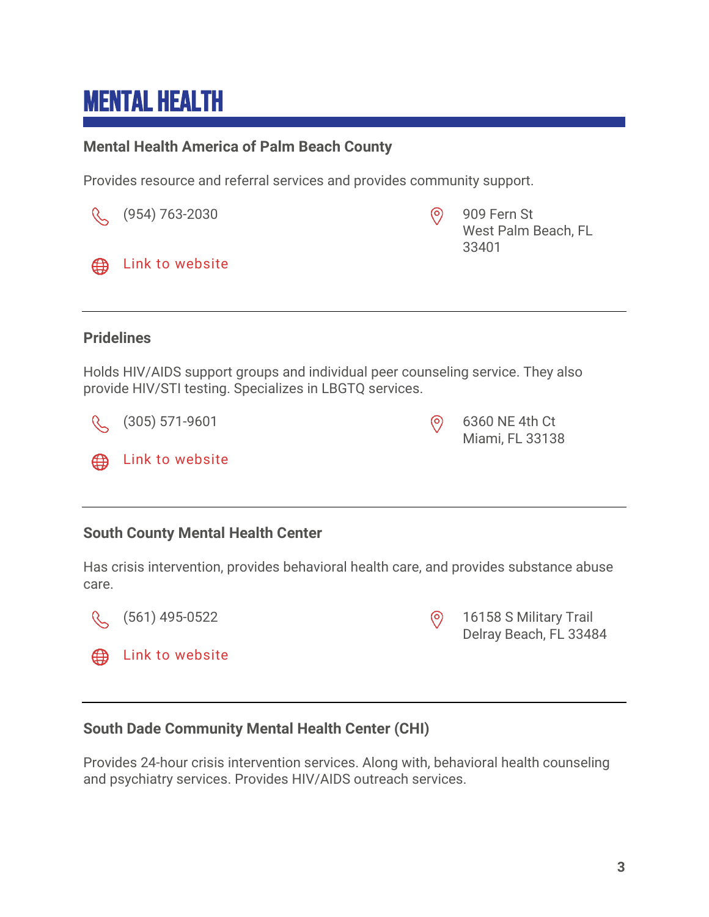# MENTAL HEALTH

### Mental Health America of Palm Beach County

Provides resource and referral services and provides community support.

(954) 763-2030

909 Fern St
West Palm Beach, FL
33401

Link to website

---

### Pridelines

Holds HIV/AIDS support groups and individual peer counseling service. They also provide HIV/STI testing. Specializes in LBGTQ services.

(305) 571-9601

6360 NE 4th Ct
Miami, FL 33138

Link to website

---

### South County Mental Health Center

Has crisis intervention, provides behavioral health care, and provides substance abuse care.

(561) 495-0522

16158 S Military Trail
Delray Beach, FL 33484

Link to website

---

### South Dade Community Mental Health Center (CHI)

Provides 24-hour crisis intervention services. Along with, behavioral health counseling and psychiatry services. Provides HIV/AIDS outreach services.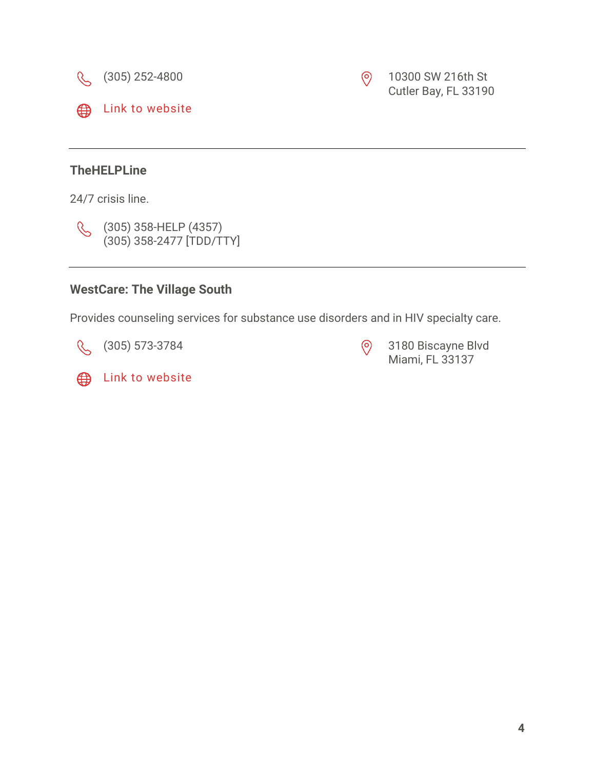(305) 252-4800

Link to website

10300 SW 216th St
Cutler Bay, FL 33190

---

### TheHELPLine

24/7 crisis line.

(305) 358-HELP (4357)
(305) 358-2477 [TDD/TTY]

---

### WestCare: The Village South

Provides counseling services for substance use disorders and in HIV specialty care.

(305) 573-3784

Link to website

3180 Biscayne Blvd
Miami, FL 33137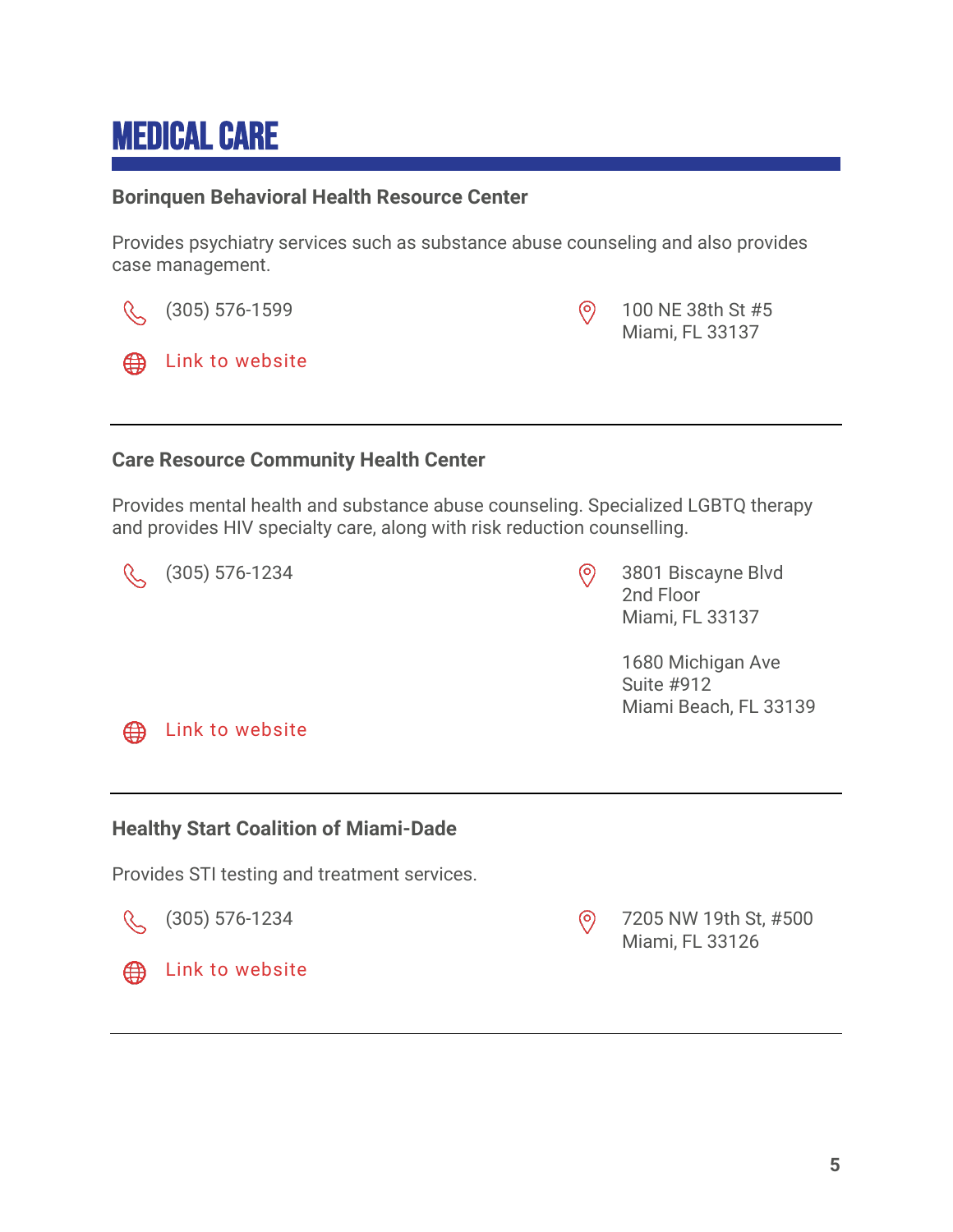# MEDICAL CARE

### Borinquen Behavioral Health Resource Center

Provides psychiatry services such as substance abuse counseling and also provides case management.

(305) 576-1599

100 NE 38th St #5
Miami, FL 33137

Link to website

---

### Care Resource Community Health Center

Provides mental health and substance abuse counseling. Specialized LGBTQ therapy and provides HIV specialty care, along with risk reduction counselling.

(305) 576-1234

3801 Biscayne Blvd
2nd Floor
Miami, FL 33137

1680 Michigan Ave
Suite #912
Miami Beach, FL 33139

Link to website

---

### Healthy Start Coalition of Miami-Dade

Provides STI testing and treatment services.

(305) 576-1234

7205 NW 19th St, #500
Miami, FL 33126

Link to website

---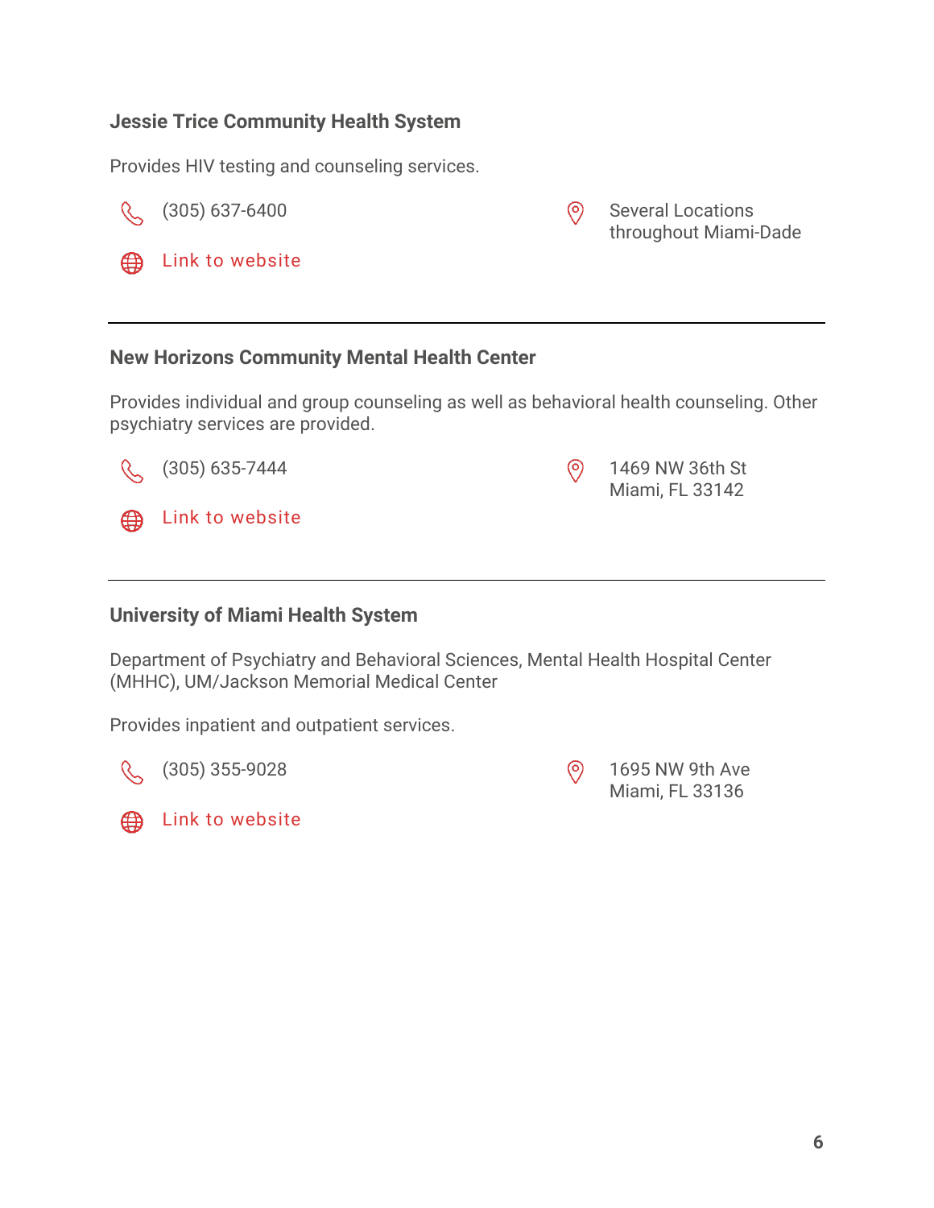### Jessie Trice Community Health System

Provides HIV testing and counseling services.

(305) 637-6400

Link to website

Several Locations throughout Miami-Dade

---

### New Horizons Community Mental Health Center

Provides individual and group counseling as well as behavioral health counseling. Other psychiatry services are provided.

(305) 635-7444

Link to website

1469 NW 36th St
Miami, FL 33142

---

### University of Miami Health System

Department of Psychiatry and Behavioral Sciences, Mental Health Hospital Center (MHHC), UM/Jackson Memorial Medical Center

Provides inpatient and outpatient services.

(305) 355-9028

Link to website

1695 NW 9th Ave
Miami, FL 33136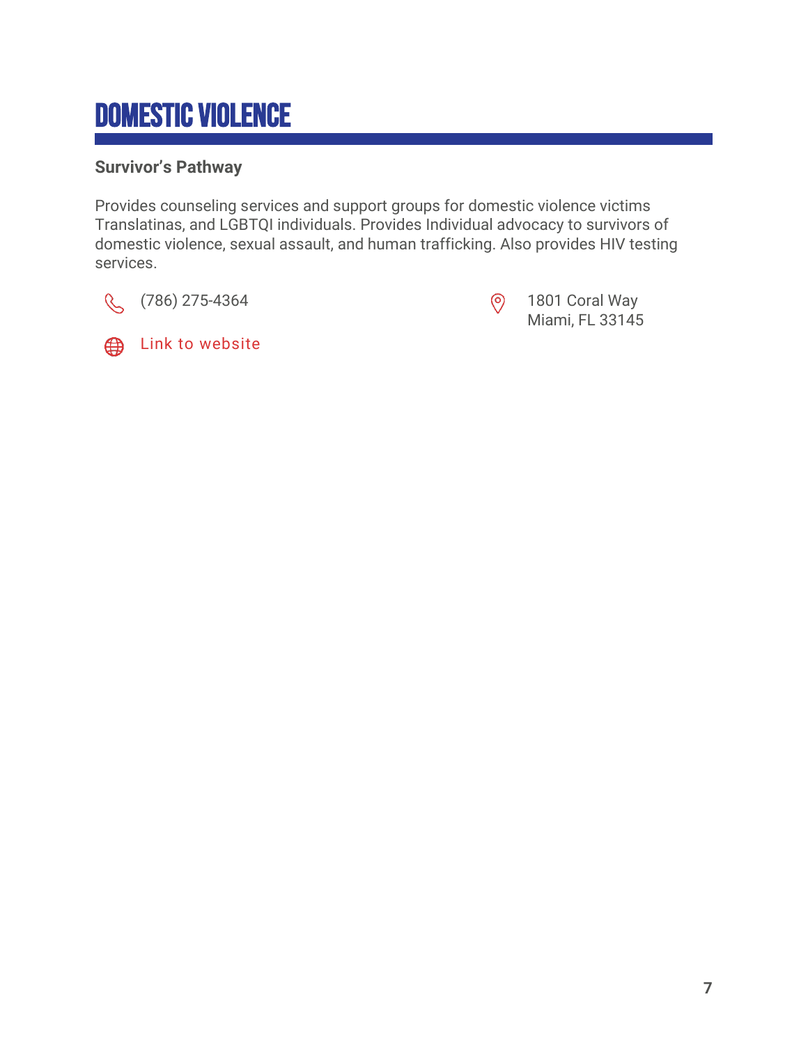# DOMESTIC VIOLENCE

**Survivor's Pathway**

Provides counseling services and support groups for domestic violence victims Translatinas, and LGBTQI individuals. Provides Individual advocacy to survivors of domestic violence, sexual assault, and human trafficking. Also provides HIV testing services.

(786) 275-4364

Link to website

1801 Coral Way
Miami, FL 33145